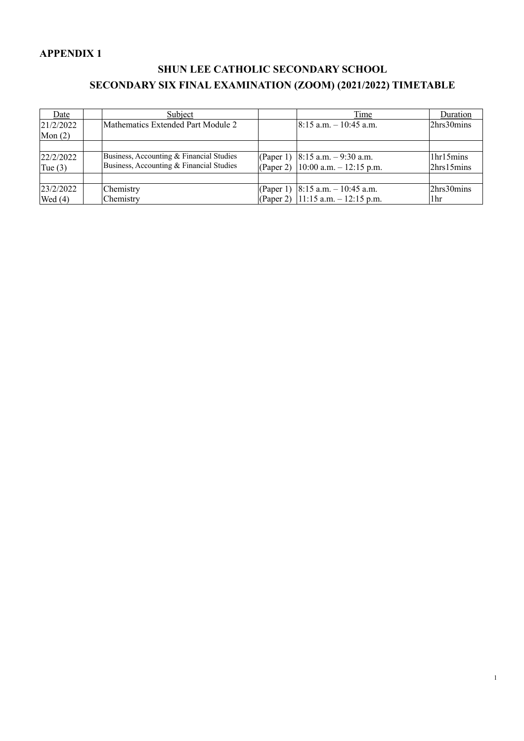**APPENDIX 1**

# SHUN LEE CATHOLIC SECONDARY SCHOOL

## SECONDARY SIX FINAL EXAMINATION (ZOOM) (2021/2022) TIMETABLE

| Date | | Subject | | Time | Duration |
|---|---|---|---|---|---|
| 21/2/2022 Mon (2) | | Mathematics Extended Part Module 2 | | 8:15 a.m. – 10:45 a.m. | 2hrs30mins |
| | | | | | |
| 22/2/2022 Tue (3) | | Business, Accounting & Financial Studies | (Paper 1) | 8:15 a.m. – 9:30 a.m. | 1hr15mins |
| | | Business, Accounting & Financial Studies | (Paper 2) | 10:00 a.m. – 12:15 p.m. | 2hrs15mins |
| | | | | | |
| 23/2/2022 Wed (4) | | Chemistry | (Paper 1) | 8:15 a.m. – 10:45 a.m. | 2hrs30mins |
| | | Chemistry | (Paper 2) | 11:15 a.m. – 12:15 p.m. | 1hr |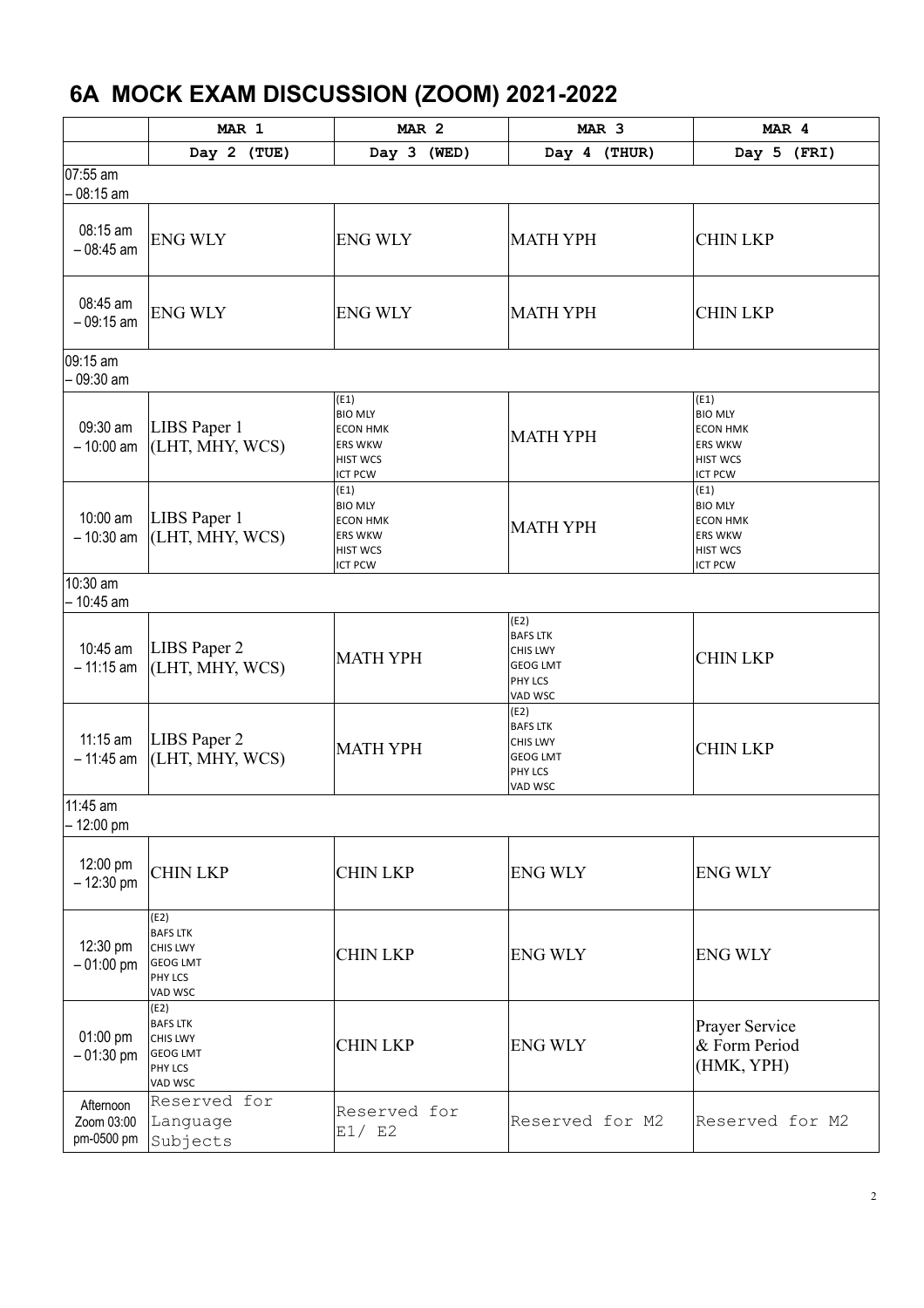# 6A MOCK EXAM DISCUSSION (ZOOM) 2021-2022

| | MAR 1 | MAR 2 | MAR 3 | MAR 4 |
|---|---|---|---|---|
| | Day 2 (TUE) | Day 3 (WED) | Day 4 (THUR) | Day 5 (FRI) |
| 07:55 am – 08:15 am | | | | |
| 08:15 am – 08:45 am | ENG WLY | ENG WLY | MATH YPH | CHIN LKP |
| 08:45 am – 09:15 am | ENG WLY | ENG WLY | MATH YPH | CHIN LKP |
| 09:15 am – 09:30 am | | | | |
| 09:30 am – 10:00 am | LIBS Paper 1 (LHT, MHY, WCS) | (E1) BIO MLY ECON HMK ERS WKW HIST WCS ICT PCW | MATH YPH | (E1) BIO MLY ECON HMK ERS WKW HIST WCS ICT PCW |
| 10:00 am – 10:30 am | LIBS Paper 1 (LHT, MHY, WCS) | (E1) BIO MLY ECON HMK ERS WKW HIST WCS ICT PCW | MATH YPH | (E1) BIO MLY ECON HMK ERS WKW HIST WCS ICT PCW |
| 10:30 am – 10:45 am | | | | |
| 10:45 am – 11:15 am | LIBS Paper 2 (LHT, MHY, WCS) | MATH YPH | (E2) BAFS LTK CHIS LWY GEOG LMT PHY LCS VAD WSC | CHIN LKP |
| 11:15 am – 11:45 am | LIBS Paper 2 (LHT, MHY, WCS) | MATH YPH | (E2) BAFS LTK CHIS LWY GEOG LMT PHY LCS VAD WSC | CHIN LKP |
| 11:45 am – 12:00 pm | | | | |
| 12:00 pm – 12:30 pm | CHIN LKP | CHIN LKP | ENG WLY | ENG WLY |
| 12:30 pm – 01:00 pm | (E2) BAFS LTK CHIS LWY GEOG LMT PHY LCS VAD WSC | CHIN LKP | ENG WLY | ENG WLY |
| 01:00 pm – 01:30 pm | (E2) BAFS LTK CHIS LWY GEOG LMT PHY LCS VAD WSC | CHIN LKP | ENG WLY | Prayer Service & Form Period (HMK, YPH) |
| Afternoon Zoom 03:00 pm-0500 pm | Reserved for Language Subjects | Reserved for E1/ E2 | Reserved for M2 | Reserved for M2 |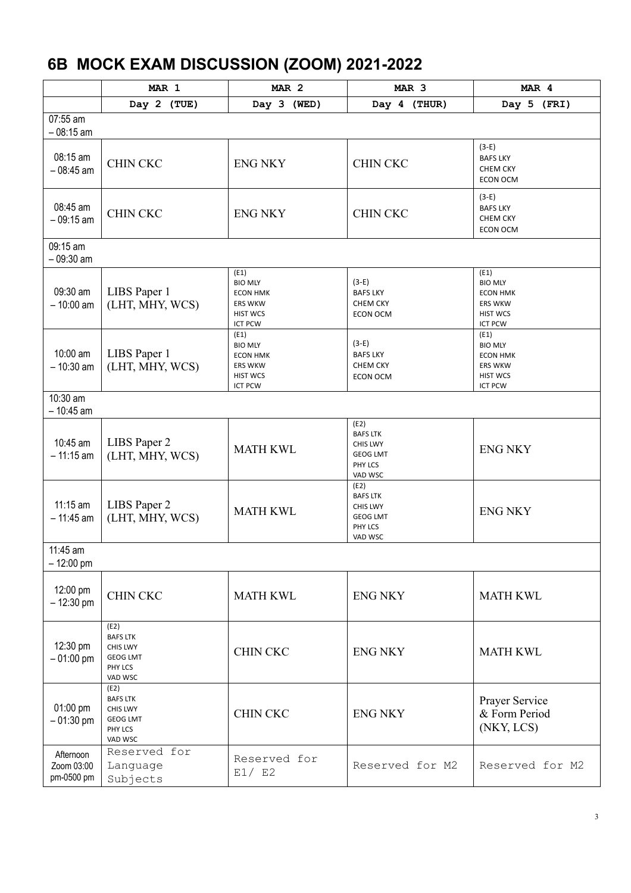# 6B MOCK EXAM DISCUSSION (ZOOM) 2021-2022

| | MAR 1 | MAR 2 | MAR 3 | MAR 4 |
|---|---|---|---|---|
| | Day 2 (TUE) | Day 3 (WED) | Day 4 (THUR) | Day 5 (FRI) |
| 07:55 am – 08:15 am | | | | |
| 08:15 am – 08:45 am | CHIN CKC | ENG NKY | CHIN CKC | (3-E)<br>BAFS LKY<br>CHEM CKY<br>ECON OCM |
| 08:45 am – 09:15 am | CHIN CKC | ENG NKY | CHIN CKC | (3-E)<br>BAFS LKY<br>CHEM CKY<br>ECON OCM |
| 09:15 am – 09:30 am | | | | |
| 09:30 am – 10:00 am | LIBS Paper 1 (LHT, MHY, WCS) | (E1)<br>BIO MLY<br>ECON HMK<br>ERS WKW<br>HIST WCS<br>ICT PCW | (3-E)<br>BAFS LKY<br>CHEM CKY<br>ECON OCM | (E1)<br>BIO MLY<br>ECON HMK<br>ERS WKW<br>HIST WCS<br>ICT PCW |
| 10:00 am – 10:30 am | LIBS Paper 1 (LHT, MHY, WCS) | (E1)<br>BIO MLY<br>ECON HMK<br>ERS WKW<br>HIST WCS<br>ICT PCW | (3-E)<br>BAFS LKY<br>CHEM CKY<br>ECON OCM | (E1)<br>BIO MLY<br>ECON HMK<br>ERS WKW<br>HIST WCS<br>ICT PCW |
| 10:30 am – 10:45 am | | | | |
| 10:45 am – 11:15 am | LIBS Paper 2 (LHT, MHY, WCS) | MATH KWL | (E2)<br>BAFS LTK<br>CHIS LWY<br>GEOG LMT<br>PHY LCS<br>VAD WSC | ENG NKY |
| 11:15 am – 11:45 am | LIBS Paper 2 (LHT, MHY, WCS) | MATH KWL | (E2)<br>BAFS LTK<br>CHIS LWY<br>GEOG LMT<br>PHY LCS<br>VAD WSC | ENG NKY |
| 11:45 am – 12:00 pm | | | | |
| 12:00 pm – 12:30 pm | CHIN CKC | MATH KWL | ENG NKY | MATH KWL |
| 12:30 pm – 01:00 pm | (E2)<br>BAFS LTK<br>CHIS LWY<br>GEOG LMT<br>PHY LCS<br>VAD WSC | CHIN CKC | ENG NKY | MATH KWL |
| 01:00 pm – 01:30 pm | (E2)<br>BAFS LTK<br>CHIS LWY<br>GEOG LMT<br>PHY LCS<br>VAD WSC | CHIN CKC | ENG NKY | Prayer Service & Form Period (NKY, LCS) |
| Afternoon Zoom 03:00 pm-0500 pm | Reserved for Language Subjects | Reserved for E1/ E2 | Reserved for M2 | Reserved for M2 |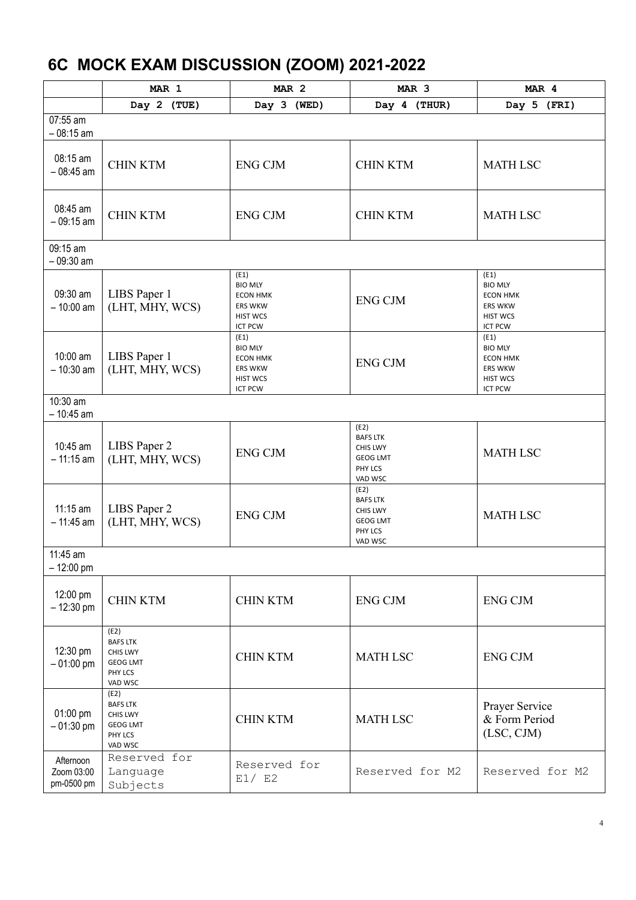# 6C MOCK EXAM DISCUSSION (ZOOM) 2021-2022

| | MAR 1 | MAR 2 | MAR 3 | MAR 4 |
|---|---|---|---|---|
| | Day 2 (TUE) | Day 3 (WED) | Day 4 (THUR) | Day 5 (FRI) |
| 07:55 am – 08:15 am | | | | |
| 08:15 am – 08:45 am | CHIN KTM | ENG CJM | CHIN KTM | MATH LSC |
| 08:45 am – 09:15 am | CHIN KTM | ENG CJM | CHIN KTM | MATH LSC |
| 09:15 am – 09:30 am | | | | |
| 09:30 am – 10:00 am | LIBS Paper 1 (LHT, MHY, WCS) | (E1) BIO MLY ECON HMK ERS WKW HIST WCS ICT PCW | ENG CJM | (E1) BIO MLY ECON HMK ERS WKW HIST WCS ICT PCW |
| 10:00 am – 10:30 am | LIBS Paper 1 (LHT, MHY, WCS) | (E1) BIO MLY ECON HMK ERS WKW HIST WCS ICT PCW | ENG CJM | (E1) BIO MLY ECON HMK ERS WKW HIST WCS ICT PCW |
| 10:30 am – 10:45 am | | | | |
| 10:45 am – 11:15 am | LIBS Paper 2 (LHT, MHY, WCS) | ENG CJM | (E2) BAFS LTK CHIS LWY GEOG LMT PHY LCS VAD WSC | MATH LSC |
| 11:15 am – 11:45 am | LIBS Paper 2 (LHT, MHY, WCS) | ENG CJM | (E2) BAFS LTK CHIS LWY GEOG LMT PHY LCS VAD WSC | MATH LSC |
| 11:45 am – 12:00 pm | | | | |
| 12:00 pm – 12:30 pm | CHIN KTM | CHIN KTM | ENG CJM | ENG CJM |
| 12:30 pm – 01:00 pm | (E2) BAFS LTK CHIS LWY GEOG LMT PHY LCS VAD WSC | CHIN KTM | MATH LSC | ENG CJM |
| 01:00 pm – 01:30 pm | (E2) BAFS LTK CHIS LWY GEOG LMT PHY LCS VAD WSC | CHIN KTM | MATH LSC | Prayer Service & Form Period (LSC, CJM) |
| Afternoon Zoom 03:00 pm-0500 pm | Reserved for Language Subjects | Reserved for E1/ E2 | Reserved for M2 | Reserved for M2 |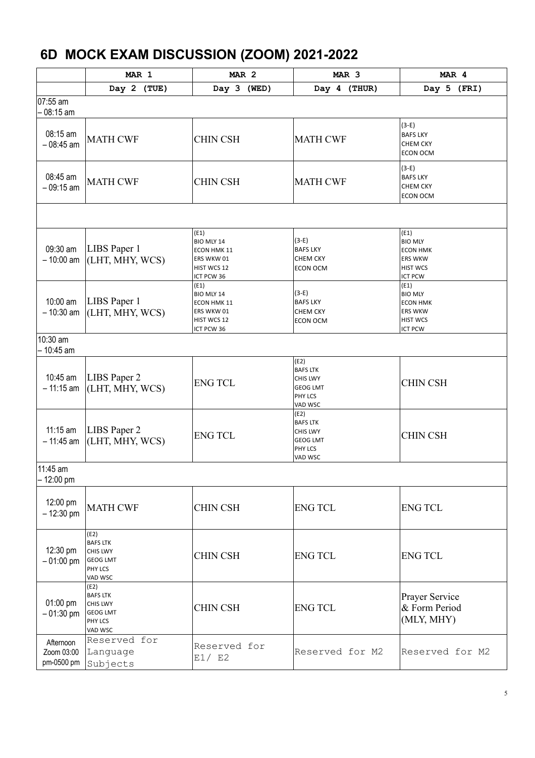# 6D MOCK EXAM DISCUSSION (ZOOM) 2021-2022

| | MAR 1 | MAR 2 | MAR 3 | MAR 4 |
|---|---|---|---|---|
| | Day 2 (TUE) | Day 3 (WED) | Day 4 (THUR) | Day 5 (FRI) |
| 07:55 am – 08:15 am | | | | |
| 08:15 am – 08:45 am | MATH CWF | CHIN CSH | MATH CWF | (3-E) BAFS LKY CHEM CKY ECON OCM |
| 08:45 am – 09:15 am | MATH CWF | CHIN CSH | MATH CWF | (3-E) BAFS LKY CHEM CKY ECON OCM |
| | | | | |
| 09:30 am – 10:00 am | LIBS Paper 1 (LHT, MHY, WCS) | (E1) BIO MLY 14 ECON HMK 11 ERS WKW 01 HIST WCS 12 ICT PCW 36 | (3-E) BAFS LKY CHEM CKY ECON OCM | (E1) BIO MLY ECON HMK ERS WKW HIST WCS ICT PCW |
| 10:00 am – 10:30 am | LIBS Paper 1 (LHT, MHY, WCS) | (E1) BIO MLY 14 ECON HMK 11 ERS WKW 01 HIST WCS 12 ICT PCW 36 | (3-E) BAFS LKY CHEM CKY ECON OCM | (E1) BIO MLY ECON HMK ERS WKW HIST WCS ICT PCW |
| 10:30 am – 10:45 am | | | | |
| 10:45 am – 11:15 am | LIBS Paper 2 (LHT, MHY, WCS) | ENG TCL | (E2) BAFS LTK CHIS LWY GEOG LMT PHY LCS VAD WSC | CHIN CSH |
| 11:15 am – 11:45 am | LIBS Paper 2 (LHT, MHY, WCS) | ENG TCL | (E2) BAFS LTK CHIS LWY GEOG LMT PHY LCS VAD WSC | CHIN CSH |
| 11:45 am – 12:00 pm | | | | |
| 12:00 pm – 12:30 pm | MATH CWF | CHIN CSH | ENG TCL | ENG TCL |
| 12:30 pm – 01:00 pm | (E2) BAFS LTK CHIS LWY GEOG LMT PHY LCS VAD WSC | CHIN CSH | ENG TCL | ENG TCL |
| 01:00 pm – 01:30 pm | (E2) BAFS LTK CHIS LWY GEOG LMT PHY LCS VAD WSC | CHIN CSH | ENG TCL | Prayer Service & Form Period (MLY, MHY) |
| Afternoon Zoom 03:00 pm-0500 pm | Reserved for Language Subjects | Reserved for E1/ E2 | Reserved for M2 | Reserved for M2 |